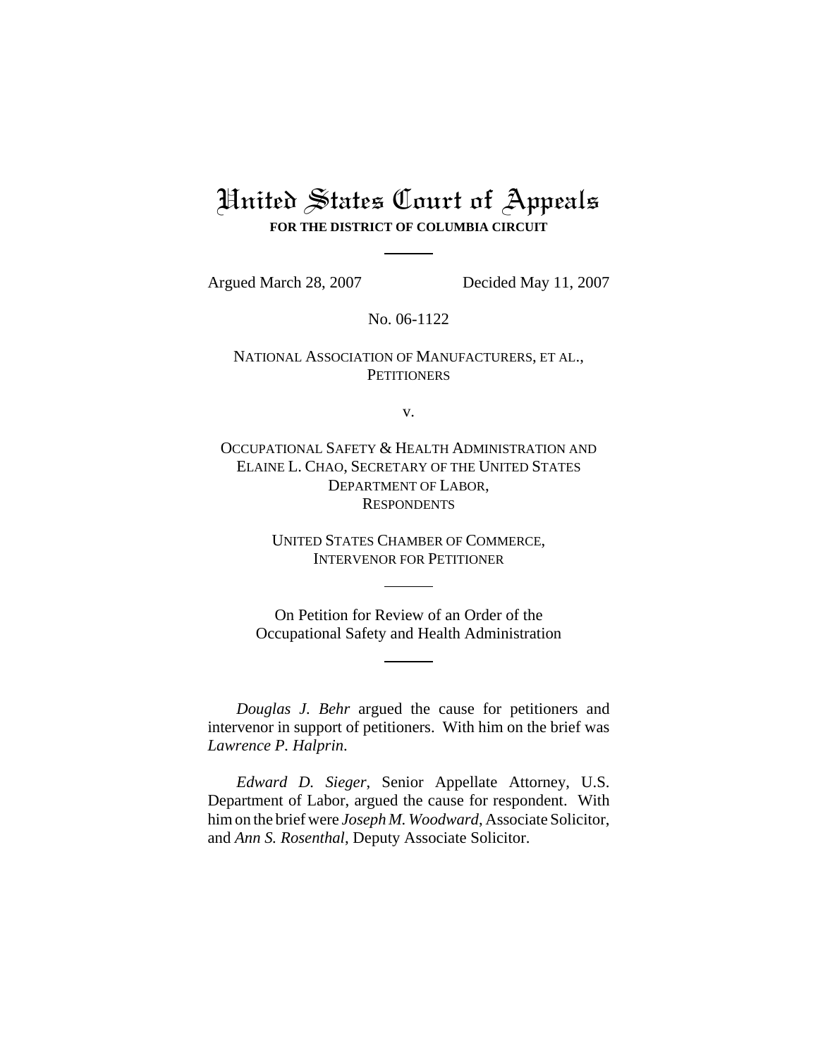# United States Court of Appeals

**FOR THE DISTRICT OF COLUMBIA CIRCUIT**

Argued March 28, 2007 Decided May 11, 2007

No. 06-1122

NATIONAL ASSOCIATION OF MANUFACTURERS, ET AL.,
PETITIONERS

v.

OCCUPATIONAL SAFETY & HEALTH ADMINISTRATION AND
ELAINE L. CHAO, SECRETARY OF THE UNITED STATES
DEPARTMENT OF LABOR,
RESPONDENTS

UNITED STATES CHAMBER OF COMMERCE,
INTERVENOR FOR PETITIONER

On Petition for Review of an Order of the
Occupational Safety and Health Administration

*Douglas J. Behr* argued the cause for petitioners and intervenor in support of petitioners. With him on the brief was *Lawrence P. Halprin*.

*Edward D. Sieger*, Senior Appellate Attorney, U.S. Department of Labor, argued the cause for respondent. With him on the brief were *Joseph M. Woodward*, Associate Solicitor, and *Ann S. Rosenthal*, Deputy Associate Solicitor.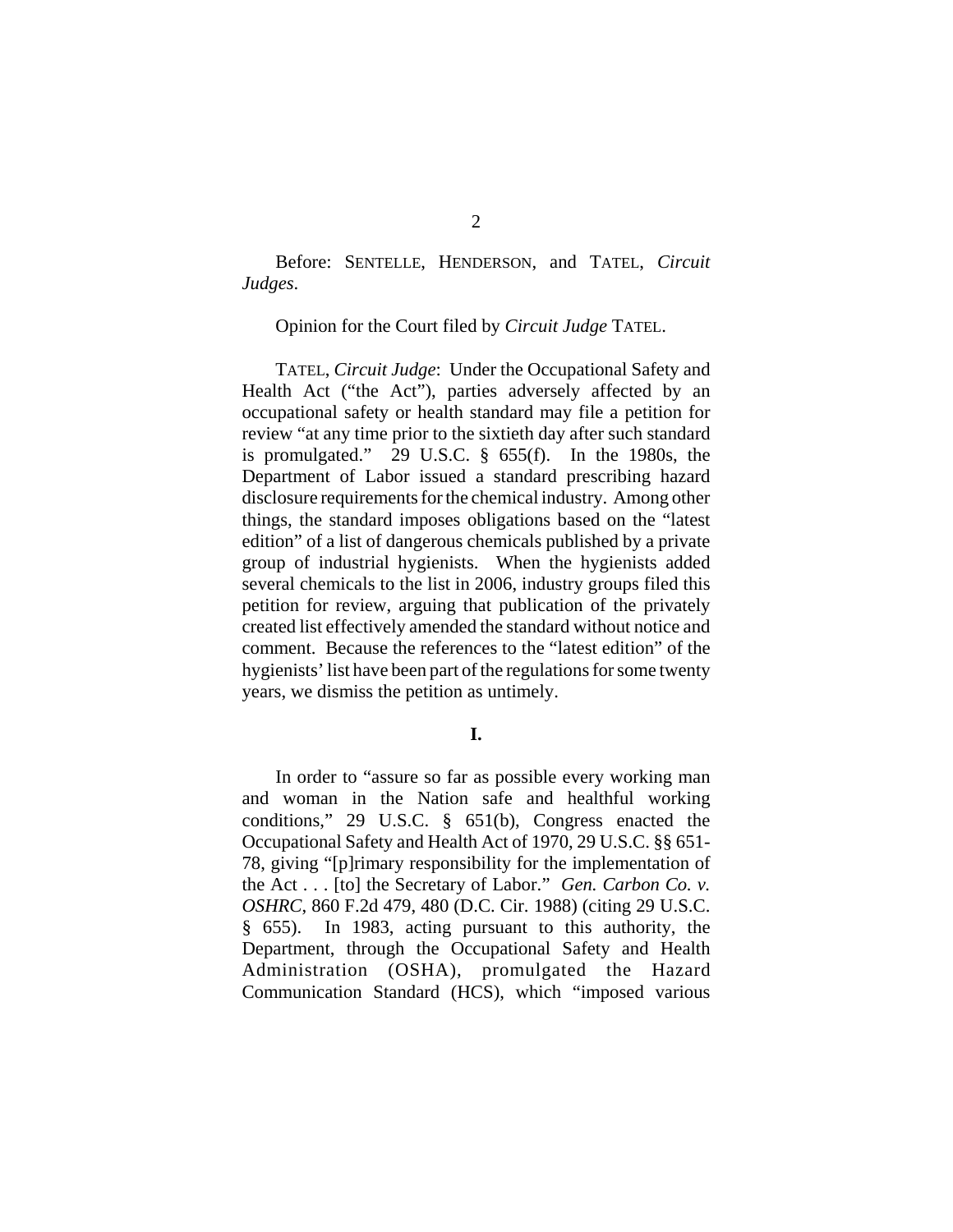Before: SENTELLE, HENDERSON, and TATEL, *Circuit Judges*.

Opinion for the Court filed by *Circuit Judge* TATEL.

TATEL, *Circuit Judge*: Under the Occupational Safety and Health Act ("the Act"), parties adversely affected by an occupational safety or health standard may file a petition for review "at any time prior to the sixtieth day after such standard is promulgated." 29 U.S.C. § 655(f). In the 1980s, the Department of Labor issued a standard prescribing hazard disclosure requirements for the chemical industry. Among other things, the standard imposes obligations based on the "latest edition" of a list of dangerous chemicals published by a private group of industrial hygienists. When the hygienists added several chemicals to the list in 2006, industry groups filed this petition for review, arguing that publication of the privately created list effectively amended the standard without notice and comment. Because the references to the "latest edition" of the hygienists' list have been part of the regulations for some twenty years, we dismiss the petition as untimely.

**I.**

In order to "assure so far as possible every working man and woman in the Nation safe and healthful working conditions," 29 U.S.C. § 651(b), Congress enacted the Occupational Safety and Health Act of 1970, 29 U.S.C. §§ 651-78, giving "[p]rimary responsibility for the implementation of the Act . . . [to] the Secretary of Labor." *Gen. Carbon Co. v. OSHRC*, 860 F.2d 479, 480 (D.C. Cir. 1988) (citing 29 U.S.C. § 655). In 1983, acting pursuant to this authority, the Department, through the Occupational Safety and Health Administration (OSHA), promulgated the Hazard Communication Standard (HCS), which "imposed various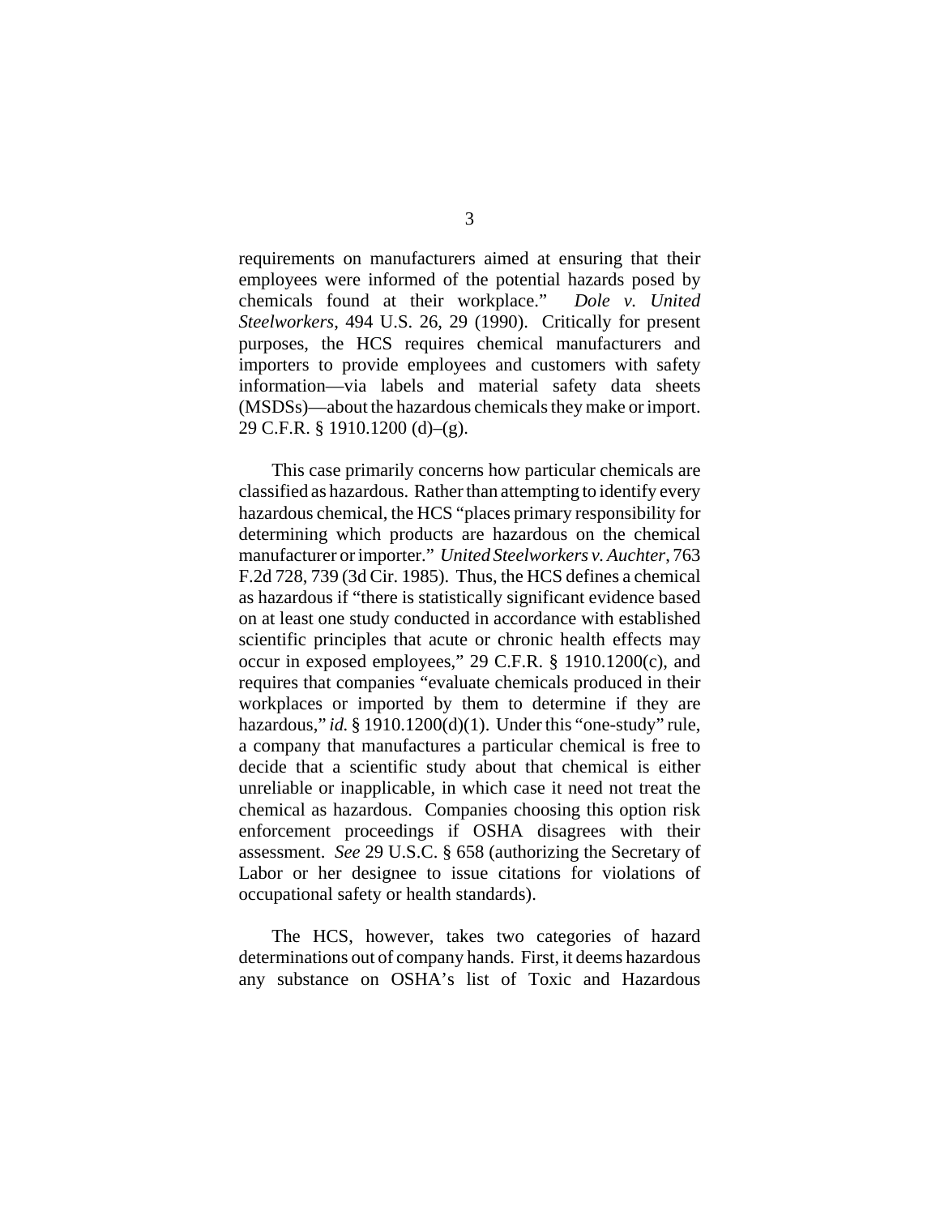requirements on manufacturers aimed at ensuring that their employees were informed of the potential hazards posed by chemicals found at their workplace." *Dole v. United Steelworkers*, 494 U.S. 26, 29 (1990). Critically for present purposes, the HCS requires chemical manufacturers and importers to provide employees and customers with safety information—via labels and material safety data sheets (MSDSs)—about the hazardous chemicals they make or import. 29 C.F.R. § 1910.1200 (d)–(g).

This case primarily concerns how particular chemicals are classified as hazardous. Rather than attempting to identify every hazardous chemical, the HCS "places primary responsibility for determining which products are hazardous on the chemical manufacturer or importer." *United Steelworkers v. Auchter*, 763 F.2d 728, 739 (3d Cir. 1985). Thus, the HCS defines a chemical as hazardous if "there is statistically significant evidence based on at least one study conducted in accordance with established scientific principles that acute or chronic health effects may occur in exposed employees," 29 C.F.R. § 1910.1200(c), and requires that companies "evaluate chemicals produced in their workplaces or imported by them to determine if they are hazardous," *id.* § 1910.1200(d)(1). Under this "one-study" rule, a company that manufactures a particular chemical is free to decide that a scientific study about that chemical is either unreliable or inapplicable, in which case it need not treat the chemical as hazardous. Companies choosing this option risk enforcement proceedings if OSHA disagrees with their assessment. *See* 29 U.S.C. § 658 (authorizing the Secretary of Labor or her designee to issue citations for violations of occupational safety or health standards).

The HCS, however, takes two categories of hazard determinations out of company hands. First, it deems hazardous any substance on OSHA's list of Toxic and Hazardous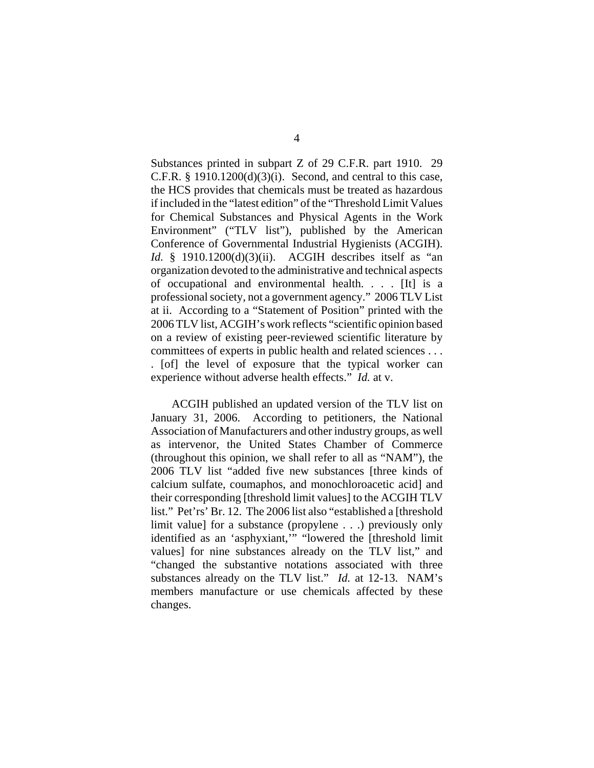Substances printed in subpart Z of 29 C.F.R. part 1910. 29 C.F.R. § 1910.1200(d)(3)(i). Second, and central to this case, the HCS provides that chemicals must be treated as hazardous if included in the "latest edition" of the "Threshold Limit Values for Chemical Substances and Physical Agents in the Work Environment" ("TLV list"), published by the American Conference of Governmental Industrial Hygienists (ACGIH). *Id.* § 1910.1200(d)(3)(ii). ACGIH describes itself as "an organization devoted to the administrative and technical aspects of occupational and environmental health. . . . [It] is a professional society, not a government agency." 2006 TLV List at ii. According to a "Statement of Position" printed with the 2006 TLV list, ACGIH's work reflects "scientific opinion based on a review of existing peer-reviewed scientific literature by committees of experts in public health and related sciences . . . . [of] the level of exposure that the typical worker can experience without adverse health effects." *Id.* at v.

ACGIH published an updated version of the TLV list on January 31, 2006. According to petitioners, the National Association of Manufacturers and other industry groups, as well as intervenor, the United States Chamber of Commerce (throughout this opinion, we shall refer to all as "NAM"), the 2006 TLV list "added five new substances [three kinds of calcium sulfate, coumaphos, and monochloroacetic acid] and their corresponding [threshold limit values] to the ACGIH TLV list." Pet'rs' Br. 12. The 2006 list also "established a [threshold limit value] for a substance (propylene . . .) previously only identified as an 'asphyxiant,'" "lowered the [threshold limit values] for nine substances already on the TLV list," and "changed the substantive notations associated with three substances already on the TLV list." *Id.* at 12-13. NAM's members manufacture or use chemicals affected by these changes.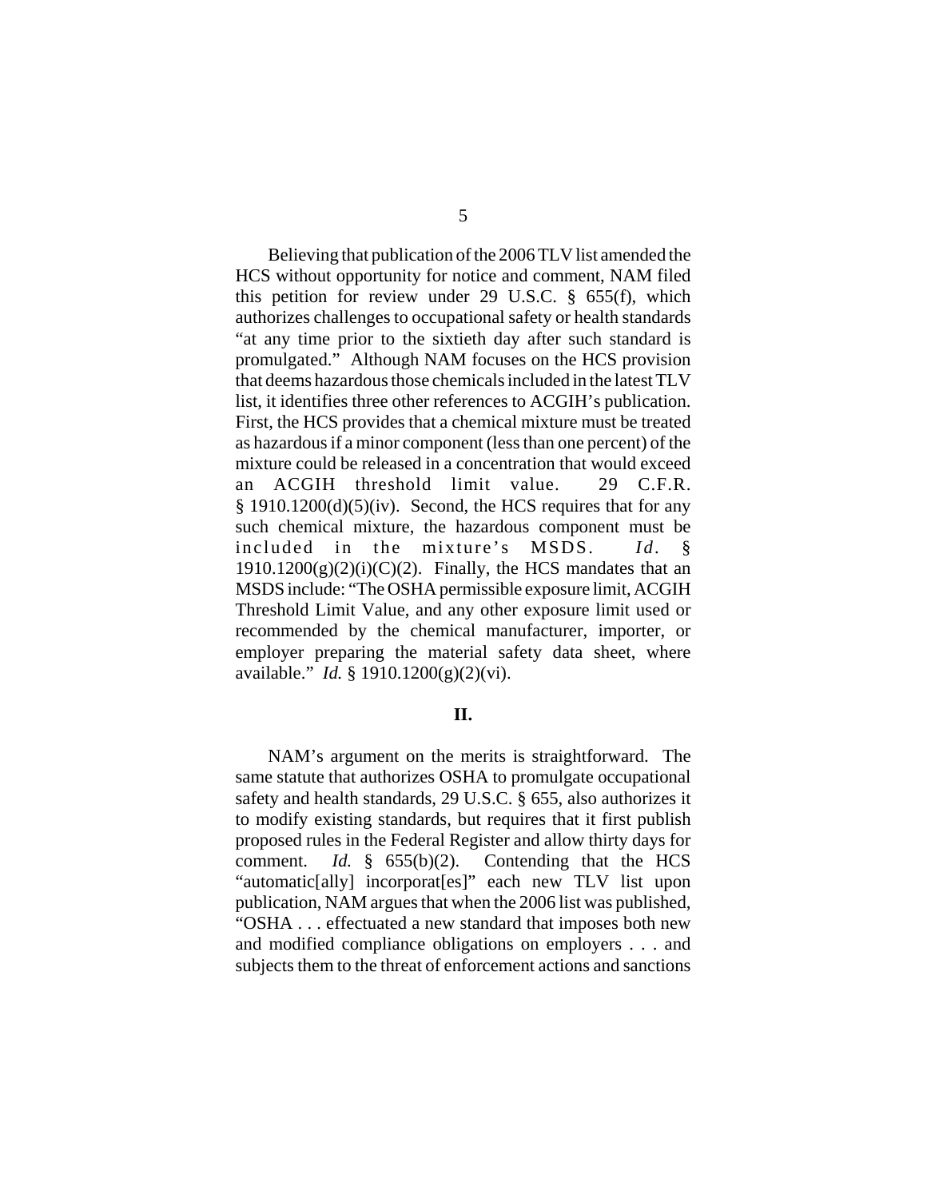Believing that publication of the 2006 TLV list amended the HCS without opportunity for notice and comment, NAM filed this petition for review under 29 U.S.C. § 655(f), which authorizes challenges to occupational safety or health standards "at any time prior to the sixtieth day after such standard is promulgated." Although NAM focuses on the HCS provision that deems hazardous those chemicals included in the latest TLV list, it identifies three other references to ACGIH's publication. First, the HCS provides that a chemical mixture must be treated as hazardous if a minor component (less than one percent) of the mixture could be released in a concentration that would exceed an ACGIH threshold limit value. 29 C.F.R. § 1910.1200(d)(5)(iv). Second, the HCS requires that for any such chemical mixture, the hazardous component must be included in the mixture's MSDS. *Id.* § 1910.1200(g)(2)(i)(C)(2). Finally, the HCS mandates that an MSDS include: "The OSHA permissible exposure limit, ACGIH Threshold Limit Value, and any other exposure limit used or recommended by the chemical manufacturer, importer, or employer preparing the material safety data sheet, where available." *Id.* § 1910.1200(g)(2)(vi).

## II.

NAM's argument on the merits is straightforward. The same statute that authorizes OSHA to promulgate occupational safety and health standards, 29 U.S.C. § 655, also authorizes it to modify existing standards, but requires that it first publish proposed rules in the Federal Register and allow thirty days for comment. *Id.* § 655(b)(2). Contending that the HCS "automatic[ally] incorporat[es]" each new TLV list upon publication, NAM argues that when the 2006 list was published, "OSHA . . . effectuated a new standard that imposes both new and modified compliance obligations on employers . . . and subjects them to the threat of enforcement actions and sanctions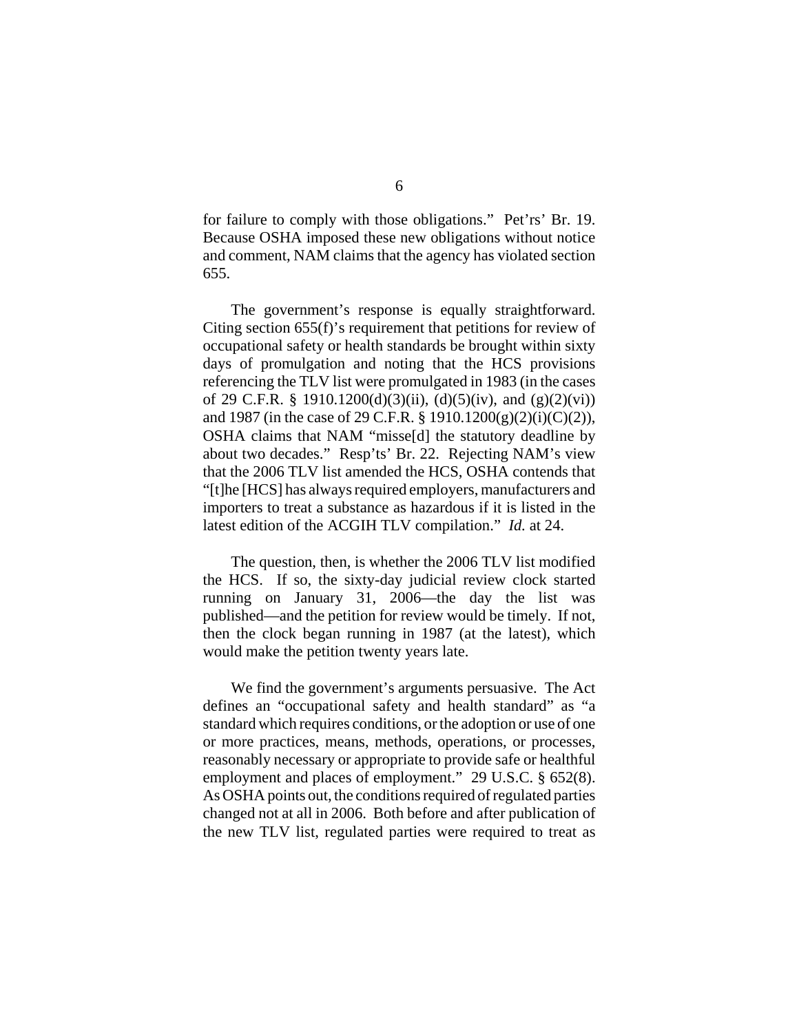for failure to comply with those obligations." Pet'rs' Br. 19. Because OSHA imposed these new obligations without notice and comment, NAM claims that the agency has violated section 655.

The government's response is equally straightforward. Citing section 655(f)'s requirement that petitions for review of occupational safety or health standards be brought within sixty days of promulgation and noting that the HCS provisions referencing the TLV list were promulgated in 1983 (in the cases of 29 C.F.R. § 1910.1200(d)(3)(ii), (d)(5)(iv), and (g)(2)(vi)) and 1987 (in the case of 29 C.F.R. § 1910.1200(g)(2)(i)(C)(2)), OSHA claims that NAM "misse[d] the statutory deadline by about two decades." Resp'ts' Br. 22. Rejecting NAM's view that the 2006 TLV list amended the HCS, OSHA contends that "[t]he [HCS] has always required employers, manufacturers and importers to treat a substance as hazardous if it is listed in the latest edition of the ACGIH TLV compilation." *Id.* at 24.

The question, then, is whether the 2006 TLV list modified the HCS. If so, the sixty-day judicial review clock started running on January 31, 2006—the day the list was published—and the petition for review would be timely. If not, then the clock began running in 1987 (at the latest), which would make the petition twenty years late.

We find the government's arguments persuasive. The Act defines an "occupational safety and health standard" as "a standard which requires conditions, or the adoption or use of one or more practices, means, methods, operations, or processes, reasonably necessary or appropriate to provide safe or healthful employment and places of employment." 29 U.S.C. § 652(8). As OSHA points out, the conditions required of regulated parties changed not at all in 2006. Both before and after publication of the new TLV list, regulated parties were required to treat as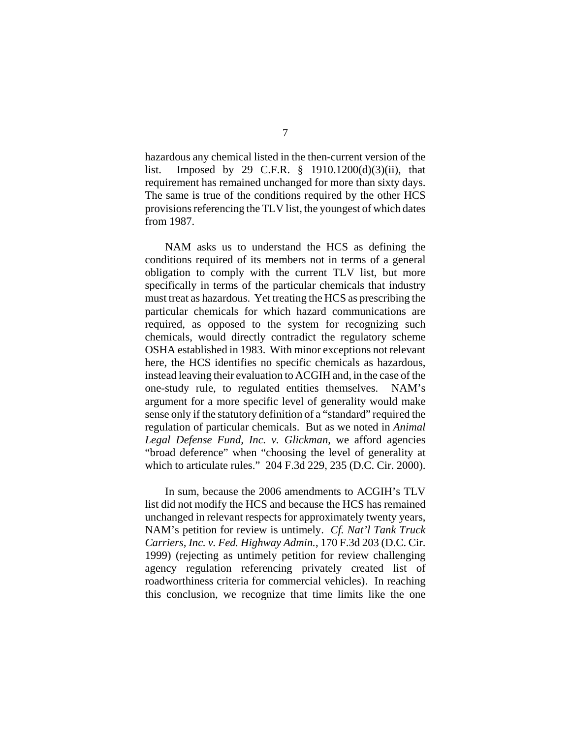hazardous any chemical listed in the then-current version of the list. Imposed by 29 C.F.R. § 1910.1200(d)(3)(ii), that requirement has remained unchanged for more than sixty days. The same is true of the conditions required by the other HCS provisions referencing the TLV list, the youngest of which dates from 1987.

NAM asks us to understand the HCS as defining the conditions required of its members not in terms of a general obligation to comply with the current TLV list, but more specifically in terms of the particular chemicals that industry must treat as hazardous. Yet treating the HCS as prescribing the particular chemicals for which hazard communications are required, as opposed to the system for recognizing such chemicals, would directly contradict the regulatory scheme OSHA established in 1983. With minor exceptions not relevant here, the HCS identifies no specific chemicals as hazardous, instead leaving their evaluation to ACGIH and, in the case of the one-study rule, to regulated entities themselves. NAM's argument for a more specific level of generality would make sense only if the statutory definition of a "standard" required the regulation of particular chemicals. But as we noted in *Animal Legal Defense Fund, Inc. v. Glickman*, we afford agencies "broad deference" when "choosing the level of generality at which to articulate rules." 204 F.3d 229, 235 (D.C. Cir. 2000).

In sum, because the 2006 amendments to ACGIH's TLV list did not modify the HCS and because the HCS has remained unchanged in relevant respects for approximately twenty years, NAM's petition for review is untimely. *Cf. Nat'l Tank Truck Carriers, Inc. v. Fed. Highway Admin.*, 170 F.3d 203 (D.C. Cir. 1999) (rejecting as untimely petition for review challenging agency regulation referencing privately created list of roadworthiness criteria for commercial vehicles). In reaching this conclusion, we recognize that time limits like the one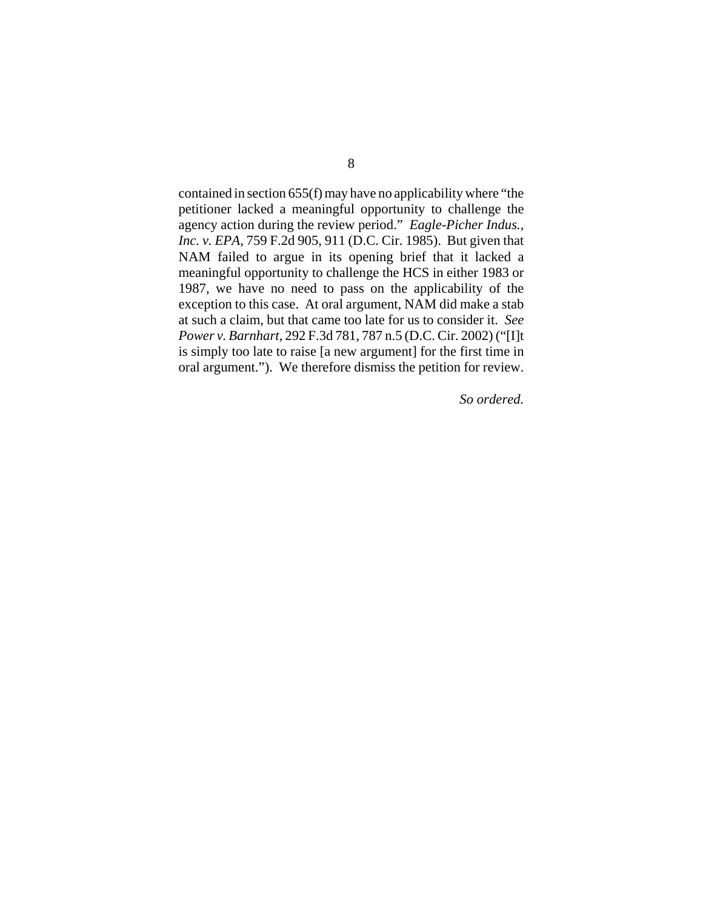contained in section 655(f) may have no applicability where "the petitioner lacked a meaningful opportunity to challenge the agency action during the review period." *Eagle-Picher Indus., Inc. v. EPA*, 759 F.2d 905, 911 (D.C. Cir. 1985). But given that NAM failed to argue in its opening brief that it lacked a meaningful opportunity to challenge the HCS in either 1983 or 1987, we have no need to pass on the applicability of the exception to this case. At oral argument, NAM did make a stab at such a claim, but that came too late for us to consider it. *See Power v. Barnhart*, 292 F.3d 781, 787 n.5 (D.C. Cir. 2002) ("[I]t is simply too late to raise [a new argument] for the first time in oral argument."). We therefore dismiss the petition for review.

*So ordered.*